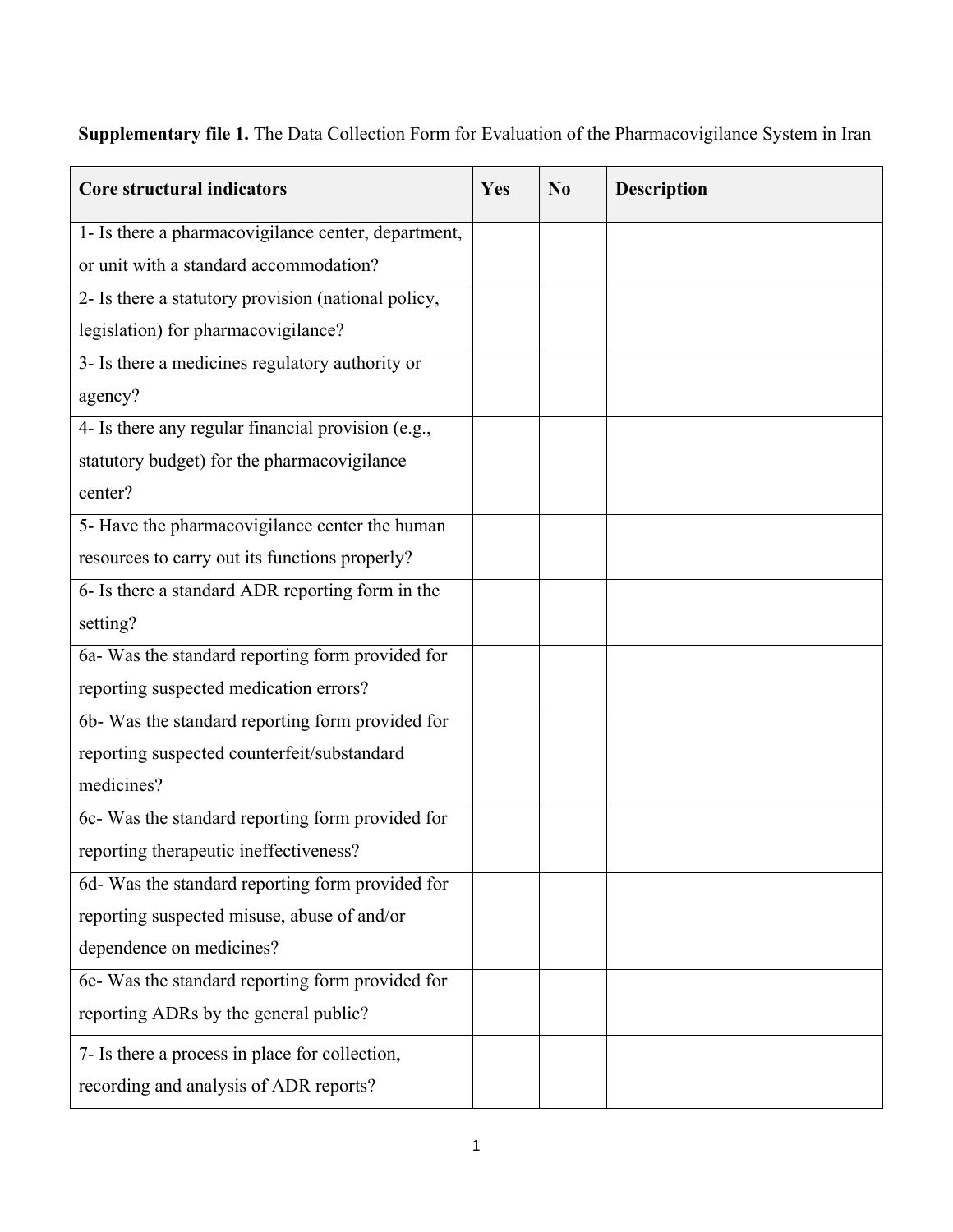**Supplementary file 1.** The Data Collection Form for Evaluation of the Pharmacovigilance System in Iran

| Core structural indicators | Yes | No | Description |
|---|---|---|---|
| 1- Is there a pharmacovigilance center, department, or unit with a standard accommodation? | | | |
| 2- Is there a statutory provision (national policy, legislation) for pharmacovigilance? | | | |
| 3- Is there a medicines regulatory authority or agency? | | | |
| 4- Is there any regular financial provision (e.g., statutory budget) for the pharmacovigilance center? | | | |
| 5- Have the pharmacovigilance center the human resources to carry out its functions properly? | | | |
| 6- Is there a standard ADR reporting form in the setting? | | | |
| 6a- Was the standard reporting form provided for reporting suspected medication errors? | | | |
| 6b- Was the standard reporting form provided for reporting suspected counterfeit/substandard medicines? | | | |
| 6c- Was the standard reporting form provided for reporting therapeutic ineffectiveness? | | | |
| 6d- Was the standard reporting form provided for reporting suspected misuse, abuse of and/or dependence on medicines? | | | |
| 6e- Was the standard reporting form provided for reporting ADRs by the general public? | | | |
| 7- Is there a process in place for collection, recording and analysis of ADR reports? | | | |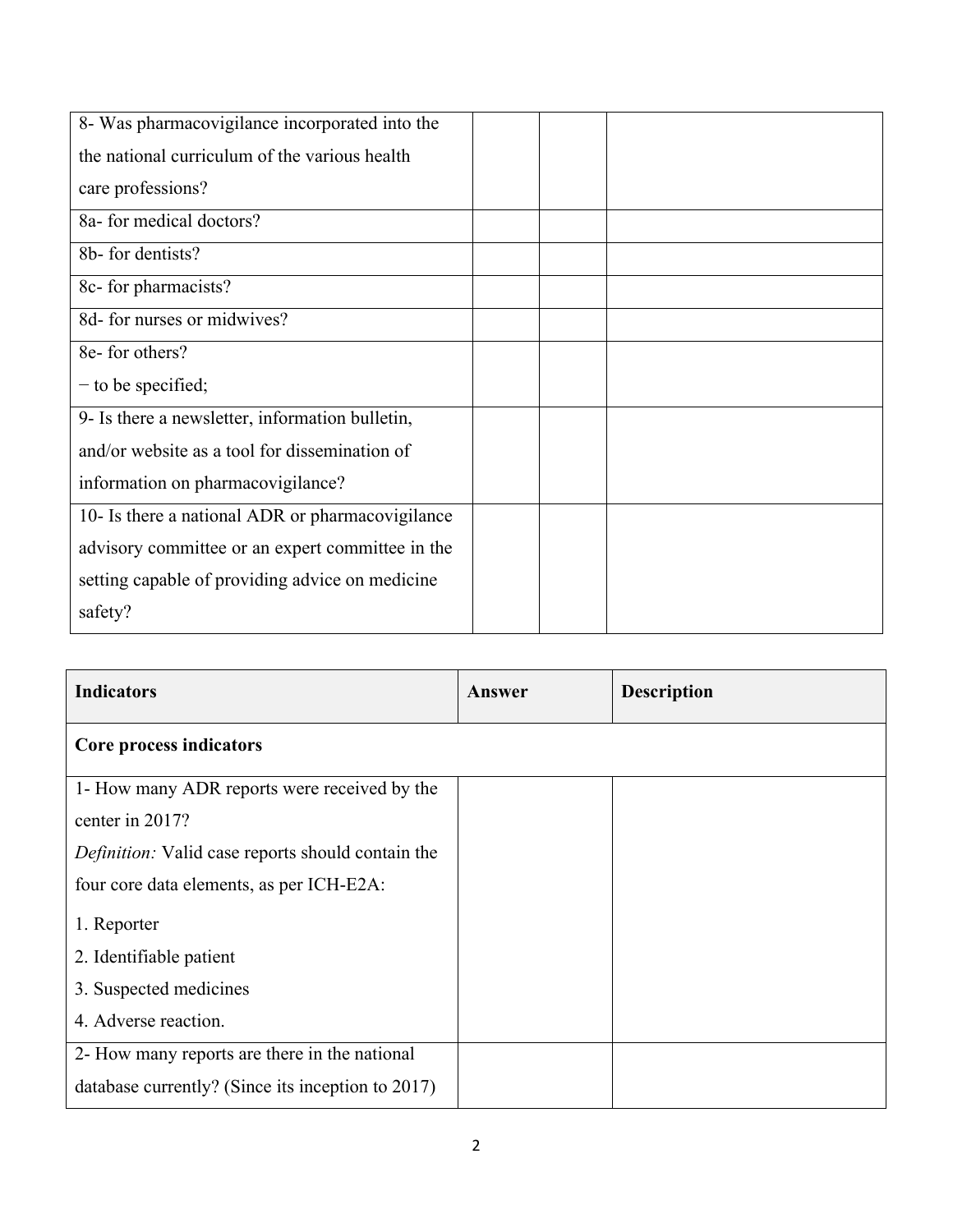| | | | |
|---|---|---|---|
| 8- Was pharmacovigilance incorporated into the the national curriculum of the various health care professions? | | | |
| 8a- for medical doctors? | | | |
| 8b- for dentists? | | | |
| 8c- for pharmacists? | | | |
| 8d- for nurses or midwives? | | | |
| 8e- for others?<br>− to be specified; | | | |
| 9- Is there a newsletter, information bulletin, and/or website as a tool for dissemination of information on pharmacovigilance? | | | |
| 10- Is there a national ADR or pharmacovigilance advisory committee or an expert committee in the setting capable of providing advice on medicine safety? | | | |

| **Indicators** | **Answer** | **Description** |
|---|---|---|
| **Core process indicators** | | |
| 1- How many ADR reports were received by the center in 2017?<br>*Definition:* Valid case reports should contain the four core data elements, as per ICH-E2A:<br>1. Reporter<br>2. Identifiable patient<br>3. Suspected medicines<br>4. Adverse reaction. | | |
| 2- How many reports are there in the national database currently? (Since its inception to 2017) | | |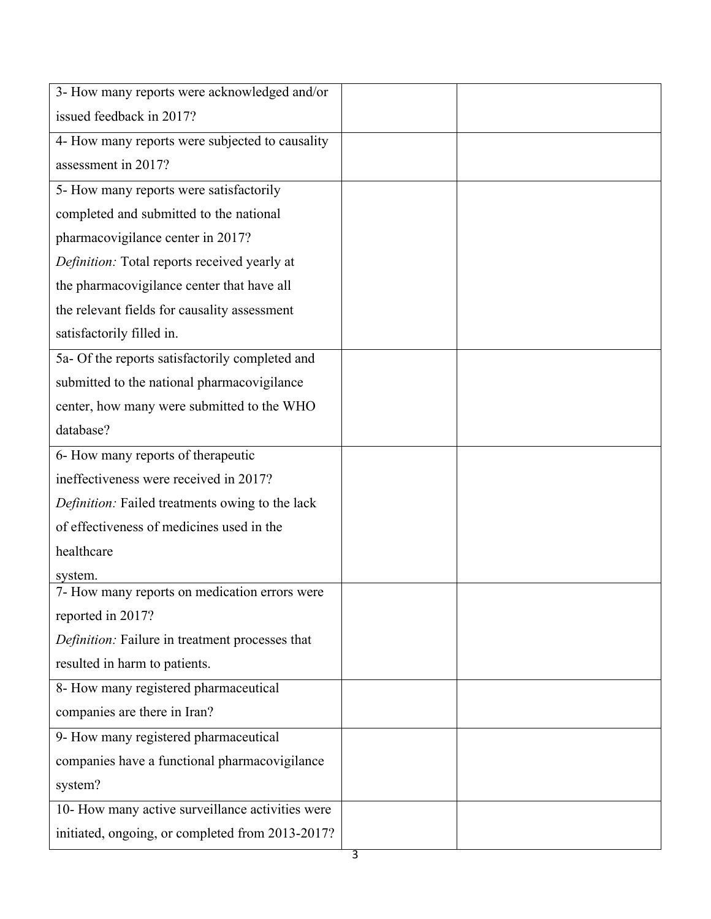| | | |
|---|---|---|
| 3- How many reports were acknowledged and/or issued feedback in 2017? | | |
| 4- How many reports were subjected to causality assessment in 2017? | | |
| 5- How many reports were satisfactorily completed and submitted to the national pharmacovigilance center in 2017? *Definition:* Total reports received yearly at the pharmacovigilance center that have all the relevant fields for causality assessment satisfactorily filled in. | | |
| 5a- Of the reports satisfactorily completed and submitted to the national pharmacovigilance center, how many were submitted to the WHO database? | | |
| 6- How many reports of therapeutic ineffectiveness were received in 2017? *Definition:* Failed treatments owing to the lack of effectiveness of medicines used in the healthcare system. | | |
| 7- How many reports on medication errors were reported in 2017? *Definition:* Failure in treatment processes that resulted in harm to patients. | | |
| 8- How many registered pharmaceutical companies are there in Iran? | | |
| 9- How many registered pharmaceutical companies have a functional pharmacovigilance system? | | |
| 10- How many active surveillance activities were initiated, ongoing, or completed from 2013-2017? | | |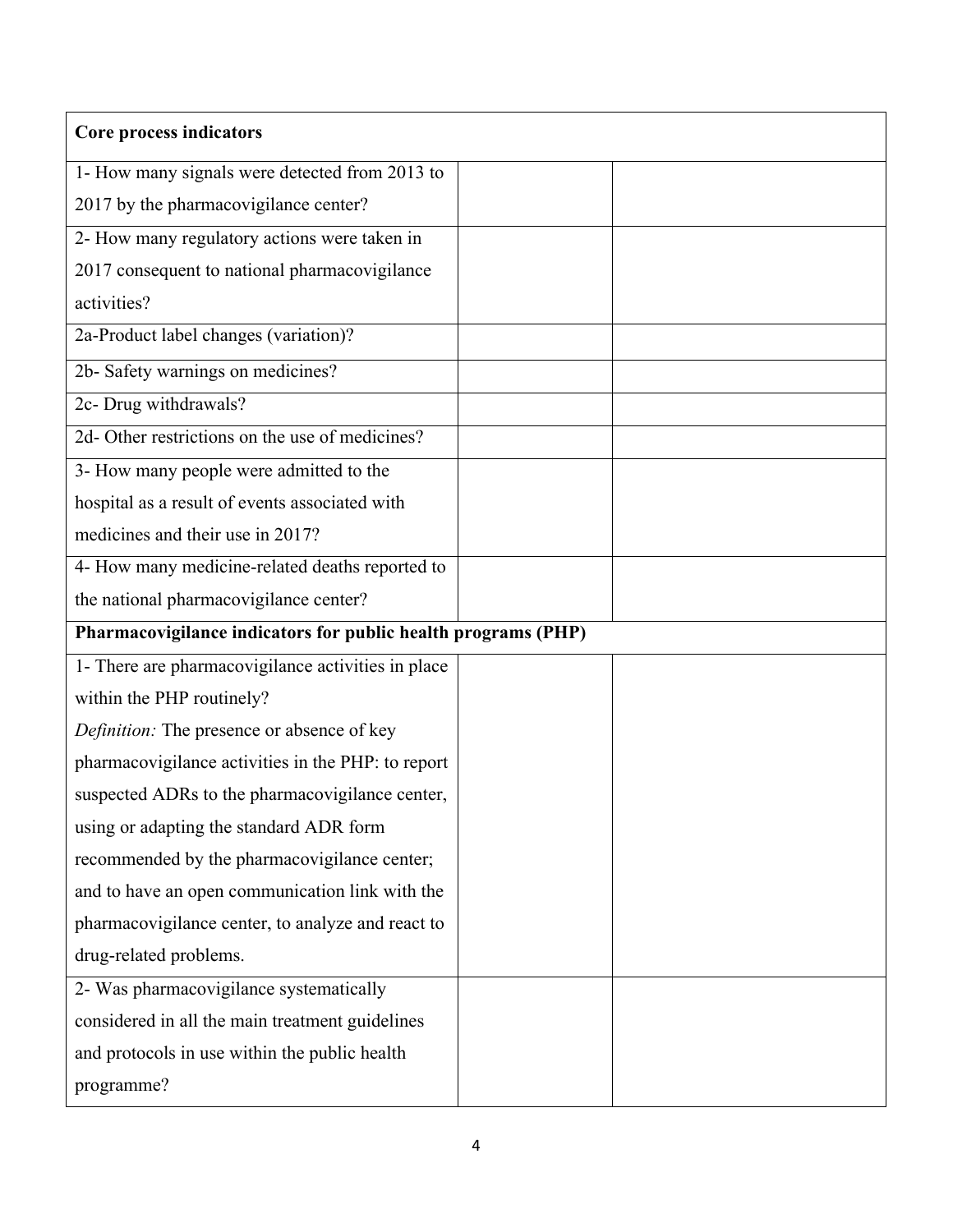| Core process indicators | | |
|---|---|---|
| 1- How many signals were detected from 2013 to 2017 by the pharmacovigilance center? | | |
| 2- How many regulatory actions were taken in 2017 consequent to national pharmacovigilance activities? | | |
| 2a-Product label changes (variation)? | | |
| 2b- Safety warnings on medicines? | | |
| 2c- Drug withdrawals? | | |
| 2d- Other restrictions on the use of medicines? | | |
| 3- How many people were admitted to the hospital as a result of events associated with medicines and their use in 2017? | | |
| 4- How many medicine-related deaths reported to the national pharmacovigilance center? | | |
| **Pharmacovigilance indicators for public health programs (PHP)** | | |
| 1- There are pharmacovigilance activities in place within the PHP routinely? *Definition:* The presence or absence of key pharmacovigilance activities in the PHP: to report suspected ADRs to the pharmacovigilance center, using or adapting the standard ADR form recommended by the pharmacovigilance center; and to have an open communication link with the pharmacovigilance center, to analyze and react to drug-related problems. | | |
| 2- Was pharmacovigilance systematically considered in all the main treatment guidelines and protocols in use within the public health programme? | | |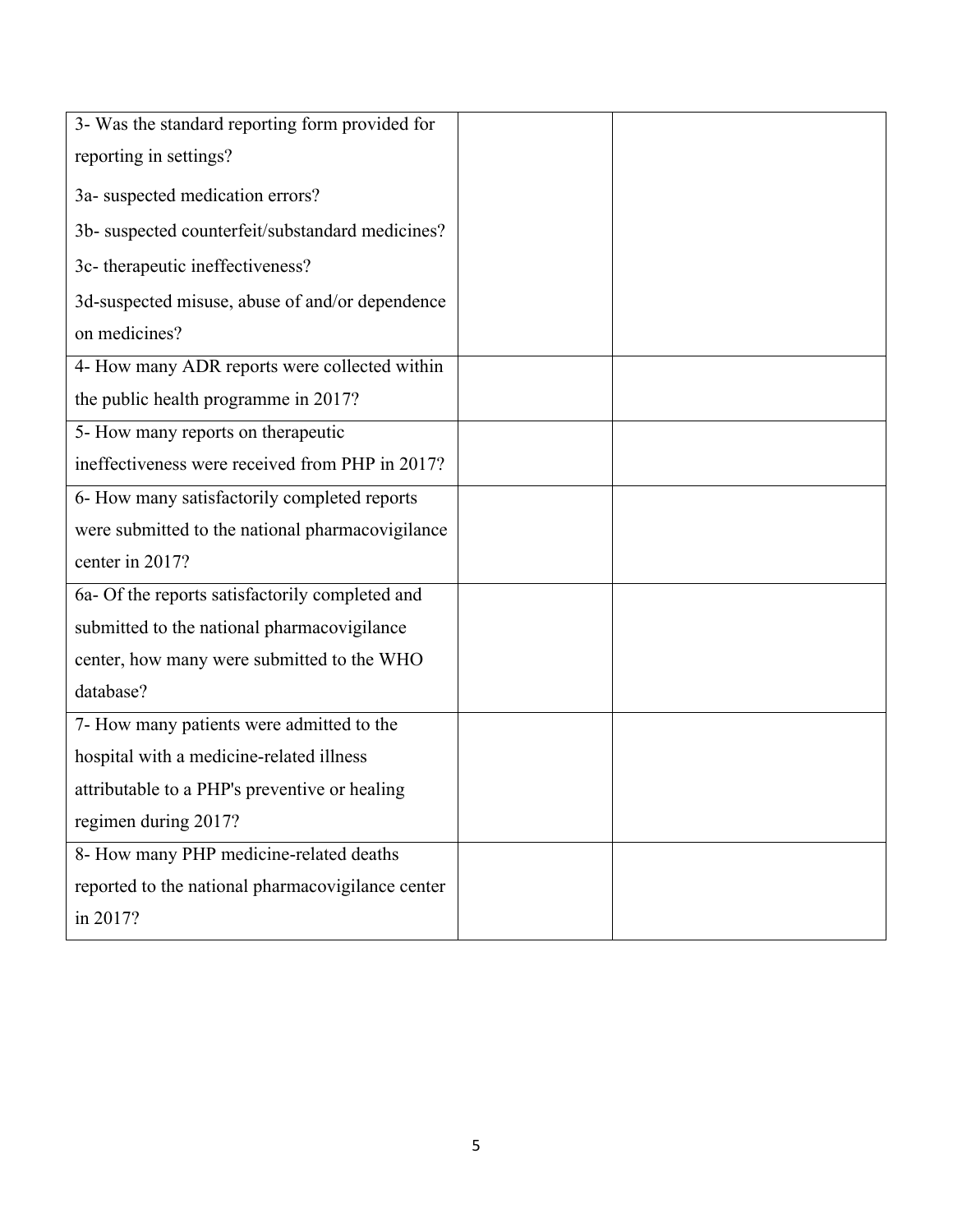| | | |
|---|---|---|
| 3- Was the standard reporting form provided for reporting in settings?<br>3a- suspected medication errors?<br>3b- suspected counterfeit/substandard medicines?<br>3c- therapeutic ineffectiveness?<br>3d-suspected misuse, abuse of and/or dependence on medicines? | | |
| 4- How many ADR reports were collected within the public health programme in 2017? | | |
| 5- How many reports on therapeutic ineffectiveness were received from PHP in 2017? | | |
| 6- How many satisfactorily completed reports were submitted to the national pharmacovigilance center in 2017? | | |
| 6a- Of the reports satisfactorily completed and submitted to the national pharmacovigilance center, how many were submitted to the WHO database? | | |
| 7- How many patients were admitted to the hospital with a medicine-related illness attributable to a PHP's preventive or healing regimen during 2017? | | |
| 8- How many PHP medicine-related deaths reported to the national pharmacovigilance center in 2017? | | |